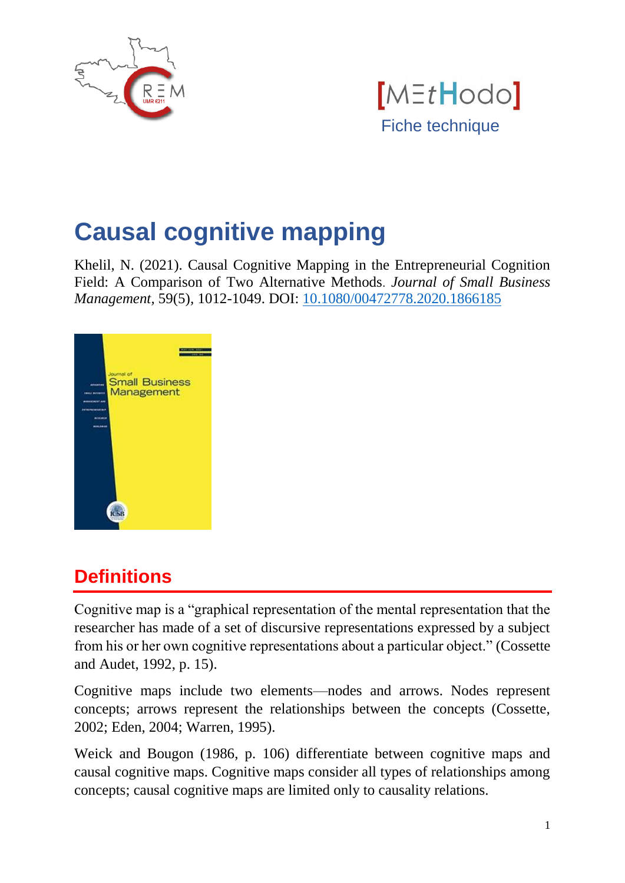[M≡tHodo]

Fiche technique

# Causal cognitive mapping

Khelil, N. (2021). Causal Cognitive Mapping in the Entrepreneurial Cognition Field: A Comparison of Two Alternative Methods. *Journal of Small Business Management*, 59(5), 1012-1049. DOI: 10.1080/00472778.2020.1866185

## Definitions

Cognitive map is a "graphical representation of the mental representation that the researcher has made of a set of discursive representations expressed by a subject from his or her own cognitive representations about a particular object." (Cossette and Audet, 1992, p. 15).

Cognitive maps include two elements—nodes and arrows. Nodes represent concepts; arrows represent the relationships between the concepts (Cossette, 2002; Eden, 2004; Warren, 1995).

Weick and Bougon (1986, p. 106) differentiate between cognitive maps and causal cognitive maps. Cognitive maps consider all types of relationships among concepts; causal cognitive maps are limited only to causality relations.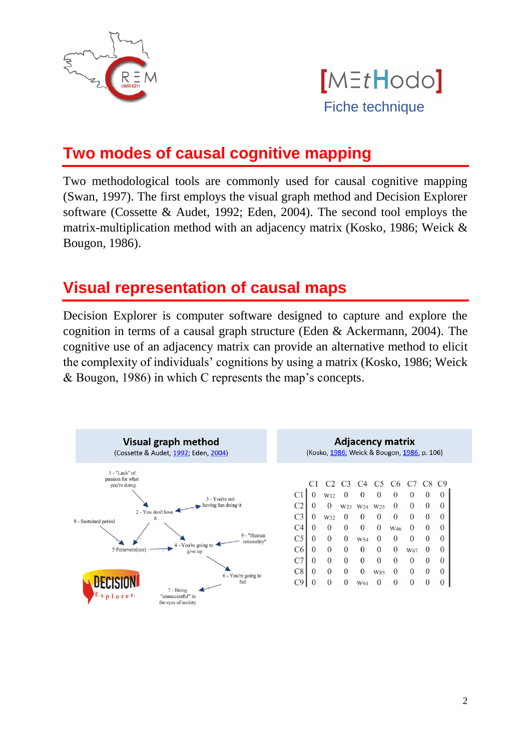## Two modes of causal cognitive mapping

Two methodological tools are commonly used for causal cognitive mapping (Swan, 1997). The first employs the visual graph method and Decision Explorer software (Cossette & Audet, 1992; Eden, 2004). The second tool employs the matrix-multiplication method with an adjacency matrix (Kosko, 1986; Weick & Bougon, 1986).

## Visual representation of causal maps

Decision Explorer is computer software designed to capture and explore the cognition in terms of a causal graph structure (Eden & Ackermann, 2004). The cognitive use of an adjacency matrix can provide an alternative method to elicit the complexity of individuals' cognitions by using a matrix (Kosko, 1986; Weick & Bougon, 1986) in which C represents the map's concepts.

**Visual graph method**
(Cossette & Audet, 1992; Eden, 2004)

1 - "Lack" of passion for what you're doing
2 - You don't love it
3 - You're not having fun doing it
4 - You're going to give up
5 Persevere(nce)
6 - You're going to fail
7 - Being "unsuccessful" in the eyes of society
8 - Sustained period
9 - "Human rationality"

**Adjacency matrix**
(Kosko, 1986; Weick & Bougon, 1986, p. 106)

| | C1 | C2 | C3 | C4 | C5 | C6 | C7 | C8 | C9 |
|---|---|---|---|---|---|---|---|---|---|
| C1 | 0 | $w_{12}$ | 0 | 0 | 0 | 0 | 0 | 0 | 0 |
| C2 | 0 | 0 | $w_{23}$ | $w_{24}$ | $w_{25}$ | 0 | 0 | 0 | 0 |
| C3 | 0 | $w_{32}$ | 0 | 0 | 0 | 0 | 0 | 0 | 0 |
| C4 | 0 | 0 | 0 | 0 | 0 | $w_{46}$ | 0 | 0 | 0 |
| C5 | 0 | 0 | 0 | $w_{54}$ | 0 | 0 | 0 | 0 | 0 |
| C6 | 0 | 0 | 0 | 0 | 0 | 0 | $w_{67}$ | 0 | 0 |
| C7 | 0 | 0 | 0 | 0 | 0 | 0 | 0 | 0 | 0 |
| C8 | 0 | 0 | 0 | 0 | $w_{85}$ | 0 | 0 | 0 | 0 |
| C9 | 0 | 0 | 0 | $w_{94}$ | 0 | 0 | 0 | 0 | 0 |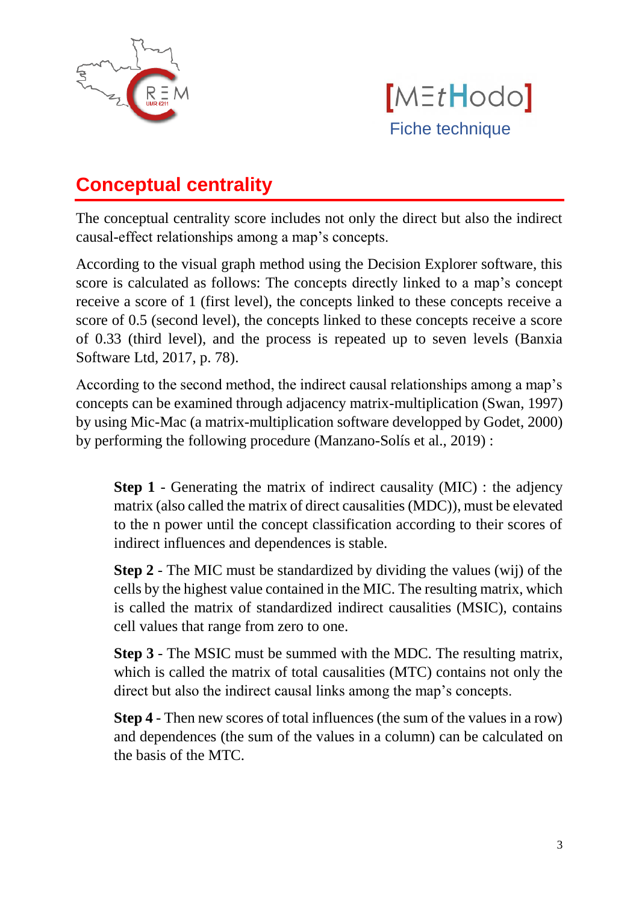# Conceptual centrality

The conceptual centrality score includes not only the direct but also the indirect causal-effect relationships among a map's concepts.

According to the visual graph method using the Decision Explorer software, this score is calculated as follows: The concepts directly linked to a map's concept receive a score of 1 (first level), the concepts linked to these concepts receive a score of 0.5 (second level), the concepts linked to these concepts receive a score of 0.33 (third level), and the process is repeated up to seven levels (Banxia Software Ltd, 2017, p. 78).

According to the second method, the indirect causal relationships among a map's concepts can be examined through adjacency matrix-multiplication (Swan, 1997) by using Mic-Mac (a matrix-multiplication software developped by Godet, 2000) by performing the following procedure (Manzano-Solís et al., 2019) :

> **Step 1** - Generating the matrix of indirect causality (MIC) : the adjency matrix (also called the matrix of direct causalities (MDC)), must be elevated to the n power until the concept classification according to their scores of indirect influences and dependences is stable.
>
> **Step 2** - The MIC must be standardized by dividing the values (wij) of the cells by the highest value contained in the MIC. The resulting matrix, which is called the matrix of standardized indirect causalities (MSIC), contains cell values that range from zero to one.
>
> **Step 3** - The MSIC must be summed with the MDC. The resulting matrix, which is called the matrix of total causalities (MTC) contains not only the direct but also the indirect causal links among the map's concepts.
>
> **Step 4** - Then new scores of total influences (the sum of the values in a row) and dependences (the sum of the values in a column) can be calculated on the basis of the MTC.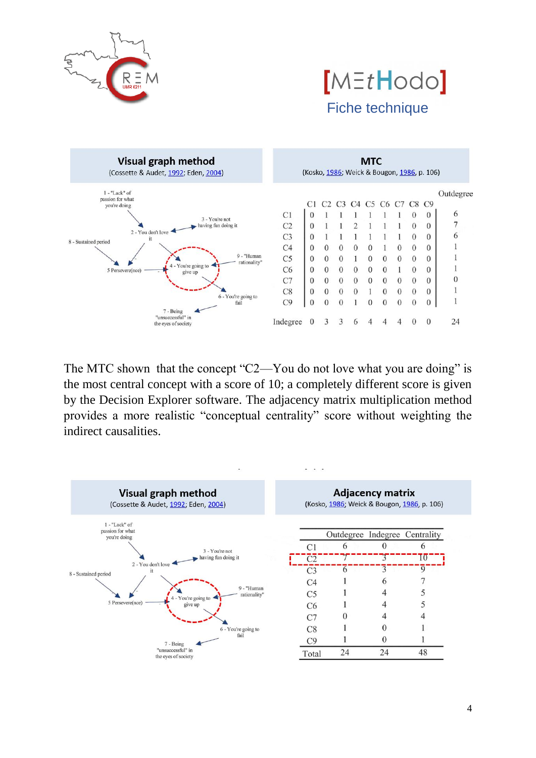| Visual graph method (Cossette & Audet, 1992; Eden, 2004) | MTC (Kosko, 1986; Weick & Bougon, 1986, p. 106) |
|---|---|

1 - "Lack" of passion for what you're doing
2 - You don't love it
3 - You're not having fun doing it
4 - You're going to give up
5 Persevere(nce)
6 - You're going to fail
7 - Being "unsuccessful" in the eyes of society
8 - Sustained period
9 - "Human rationality"

| | C1 | C2 | C3 | C4 | C5 | C6 | C7 | C8 | C9 | Outdegree |
|---|---|---|---|---|---|---|---|---|---|---|
| C1 | 0 | 1 | 1 | 1 | 1 | 1 | 1 | 0 | 0 | 6 |
| C2 | 0 | 1 | 1 | 2 | 1 | 1 | 1 | 0 | 0 | 7 |
| C3 | 0 | 1 | 1 | 1 | 1 | 1 | 1 | 0 | 0 | 6 |
| C4 | 0 | 0 | 0 | 0 | 0 | 1 | 0 | 0 | 0 | 1 |
| C5 | 0 | 0 | 0 | 1 | 0 | 0 | 0 | 0 | 0 | 1 |
| C6 | 0 | 0 | 0 | 0 | 0 | 0 | 1 | 0 | 0 | 1 |
| C7 | 0 | 0 | 0 | 0 | 0 | 0 | 0 | 0 | 0 | 0 |
| C8 | 0 | 0 | 0 | 0 | 1 | 0 | 0 | 0 | 0 | 1 |
| C9 | 0 | 0 | 0 | 1 | 0 | 0 | 0 | 0 | 0 | 1 |
| Indegree | 0 | 3 | 3 | 6 | 4 | 4 | 4 | 0 | 0 | 24 |

The MTC shown that the concept "C2—You do not love what you are doing" is the most central concept with a score of 10; a completely different score is given by the Decision Explorer software. The adjacency matrix multiplication method provides a more realistic "conceptual centrality" score without weighting the indirect causalities.

| Visual graph method (Cossette & Audet, 1992; Eden, 2004) | Adjacency matrix (Kosko, 1986; Weick & Bougon, 1986, p. 106) |
|---|---|

1 - "Lack" of passion for what you're doing
2 - You don't love it
3 - You're not having fun doing it
4 - You're going to give up
5 Persevere(nce)
6 - You're going to fail
7 - Being "unsuccessful" in the eyes of society
8 - Sustained period
9 - "Human rationality"

| | Outdegree | Indegree | Centrality |
|---|---|---|---|
| C1 | 6 | 0 | 6 |
| C2 | 7 | 3 | 10 |
| C3 | 6 | 3 | 9 |
| C4 | 1 | 6 | 7 |
| C5 | 1 | 4 | 5 |
| C6 | 1 | 4 | 5 |
| C7 | 0 | 4 | 4 |
| C8 | 1 | 0 | 1 |
| C9 | 1 | 0 | 1 |
| Total | 24 | 24 | 48 |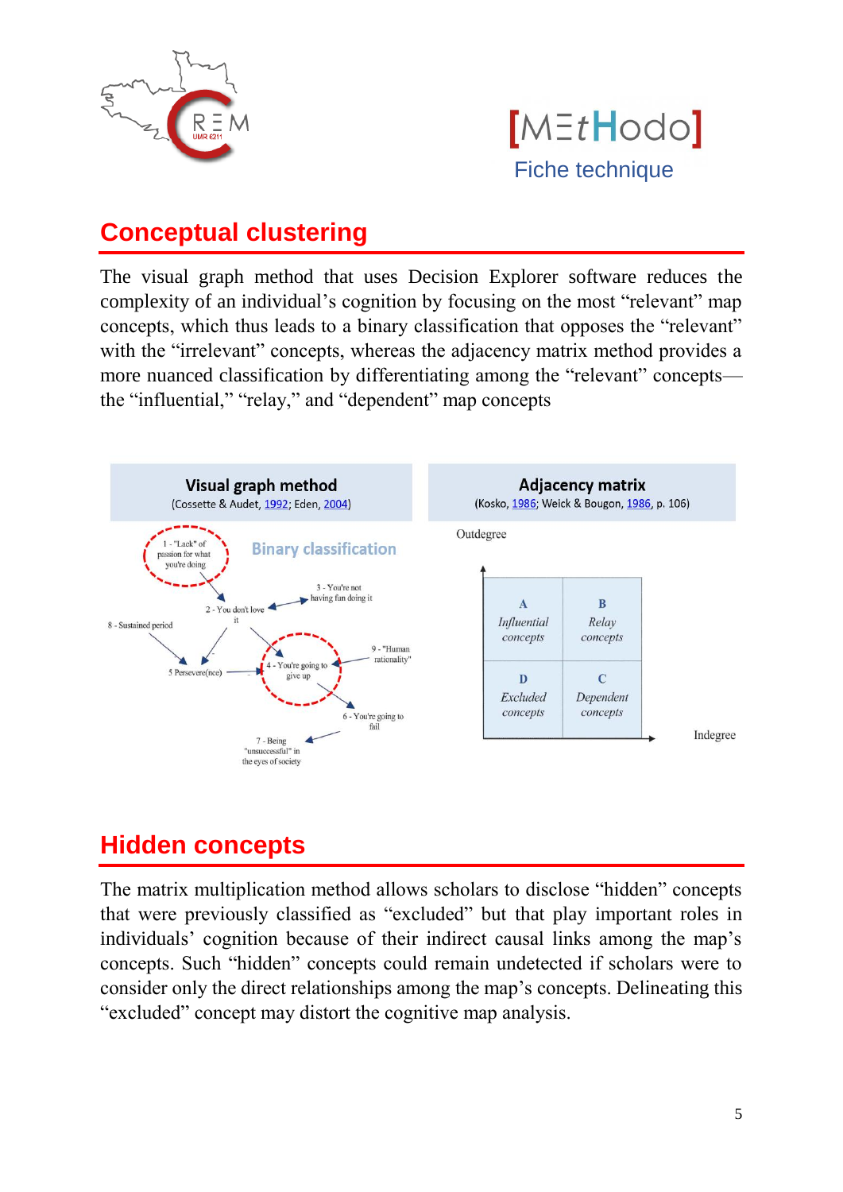## Conceptual clustering

The visual graph method that uses Decision Explorer software reduces the complexity of an individual's cognition by focusing on the most "relevant" map concepts, which thus leads to a binary classification that opposes the "relevant" with the "irrelevant" concepts, whereas the adjacency matrix method provides a more nuanced classification by differentiating among the "relevant" concepts—the "influential," "relay," and "dependent" map concepts

**Visual graph method**
(Cossette & Audet, 1992; Eden, 2004)

Binary classification

1 - "Lack" of passion for what you're doing
2 - You don't love it
3 - You're not having fun doing it
4 - You're going to give up
5 Persevere(nce)
6 - You're going to fail
7 - Being "unsuccessful" in the eyes of society
8 - Sustained period
9 - "Human rationality"

**Adjacency matrix**
(Kosko, 1986; Weick & Bougon, 1986, p. 106)

Outdegree

| A *Influential concepts* | B *Relay concepts* |
|---|---|
| D *Excluded concepts* | C *Dependent concepts* |

Indegree

## Hidden concepts

The matrix multiplication method allows scholars to disclose "hidden" concepts that were previously classified as "excluded" but that play important roles in individuals' cognition because of their indirect causal links among the map's concepts. Such "hidden" concepts could remain undetected if scholars were to consider only the direct relationships among the map's concepts. Delineating this "excluded" concept may distort the cognitive map analysis.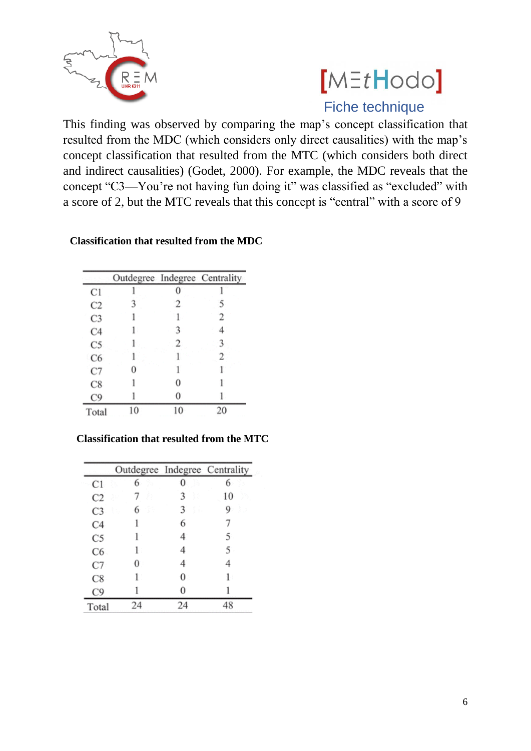This finding was observed by comparing the map's concept classification that resulted from the MDC (which considers only direct causalities) with the map's concept classification that resulted from the MTC (which considers both direct and indirect causalities) (Godet, 2000). For example, the MDC reveals that the concept "C3—You're not having fun doing it" was classified as "excluded" with a score of 2, but the MTC reveals that this concept is "central" with a score of 9

**Classification that resulted from the MDC**

| | Outdegree | Indegree | Centrality |
|---|---|---|---|
| C1 | 1 | 0 | 1 |
| C2 | 3 | 2 | 5 |
| C3 | 1 | 1 | 2 |
| C4 | 1 | 3 | 4 |
| C5 | 1 | 2 | 3 |
| C6 | 1 | 1 | 2 |
| C7 | 0 | 1 | 1 |
| C8 | 1 | 0 | 1 |
| C9 | 1 | 0 | 1 |
| Total | 10 | 10 | 20 |

**Classification that resulted from the MTC**

| | Outdegree | Indegree | Centrality |
|---|---|---|---|
| C1 | 6 | 0 | 6 |
| C2 | 7 | 3 | 10 |
| C3 | 6 | 3 | 9 |
| C4 | 1 | 6 | 7 |
| C5 | 1 | 4 | 5 |
| C6 | 1 | 4 | 5 |
| C7 | 0 | 4 | 4 |
| C8 | 1 | 0 | 1 |
| C9 | 1 | 0 | 1 |
| Total | 24 | 24 | 48 |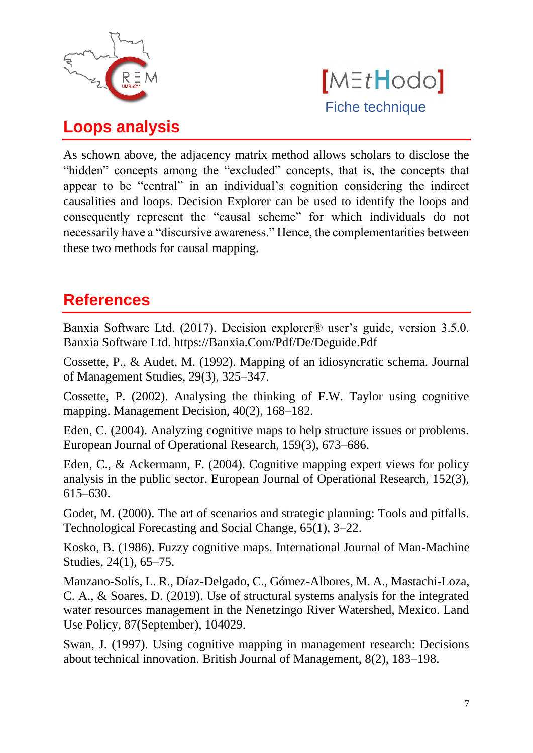## Loops analysis

As schown above, the adjacency matrix method allows scholars to disclose the "hidden" concepts among the "excluded" concepts, that is, the concepts that appear to be "central" in an individual's cognition considering the indirect causalities and loops. Decision Explorer can be used to identify the loops and consequently represent the "causal scheme" for which individuals do not necessarily have a "discursive awareness." Hence, the complementarities between these two methods for causal mapping.

## References

Banxia Software Ltd. (2017). Decision explorer® user's guide, version 3.5.0. Banxia Software Ltd. https://Banxia.Com/Pdf/De/Deguide.Pdf

Cossette, P., & Audet, M. (1992). Mapping of an idiosyncratic schema. Journal of Management Studies, 29(3), 325–347.

Cossette, P. (2002). Analysing the thinking of F.W. Taylor using cognitive mapping. Management Decision, 40(2), 168–182.

Eden, C. (2004). Analyzing cognitive maps to help structure issues or problems. European Journal of Operational Research, 159(3), 673–686.

Eden, C., & Ackermann, F. (2004). Cognitive mapping expert views for policy analysis in the public sector. European Journal of Operational Research, 152(3), 615–630.

Godet, M. (2000). The art of scenarios and strategic planning: Tools and pitfalls. Technological Forecasting and Social Change, 65(1), 3–22.

Kosko, B. (1986). Fuzzy cognitive maps. International Journal of Man-Machine Studies, 24(1), 65–75.

Manzano-Solís, L. R., Díaz-Delgado, C., Gómez-Albores, M. A., Mastachi-Loza, C. A., & Soares, D. (2019). Use of structural systems analysis for the integrated water resources management in the Nenetzingo River Watershed, Mexico. Land Use Policy, 87(September), 104029.

Swan, J. (1997). Using cognitive mapping in management research: Decisions about technical innovation. British Journal of Management, 8(2), 183–198.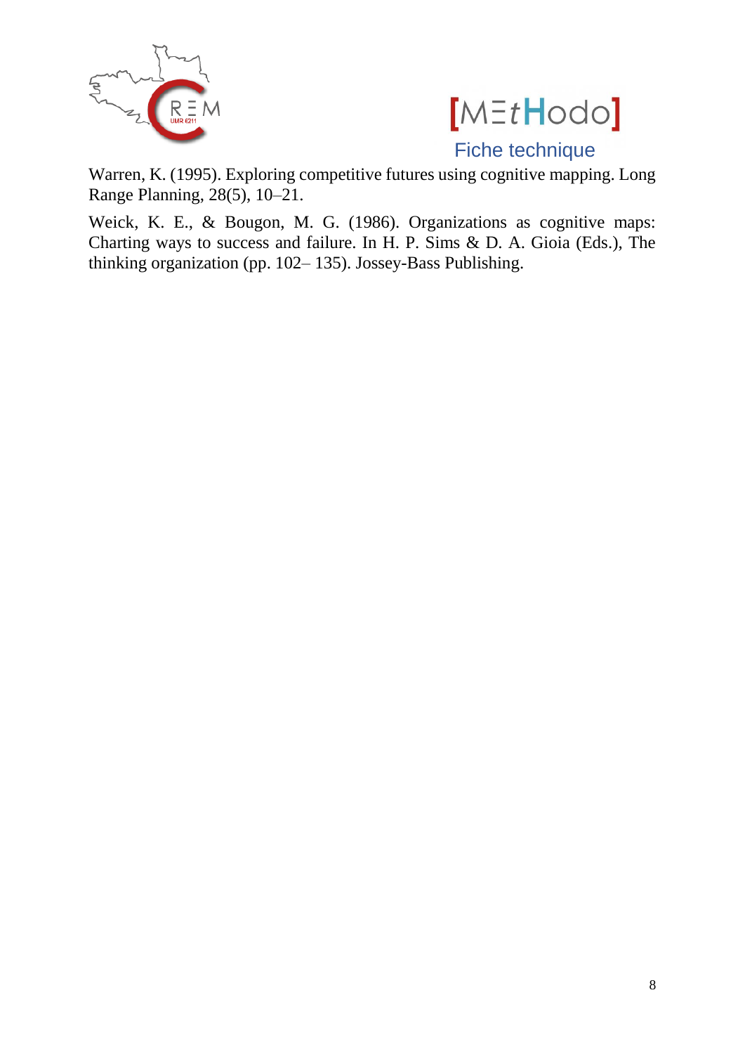Warren, K. (1995). Exploring competitive futures using cognitive mapping. Long Range Planning, 28(5), 10–21.

Weick, K. E., & Bougon, M. G. (1986). Organizations as cognitive maps: Charting ways to success and failure. In H. P. Sims & D. A. Gioia (Eds.), The thinking organization (pp. 102– 135). Jossey-Bass Publishing.